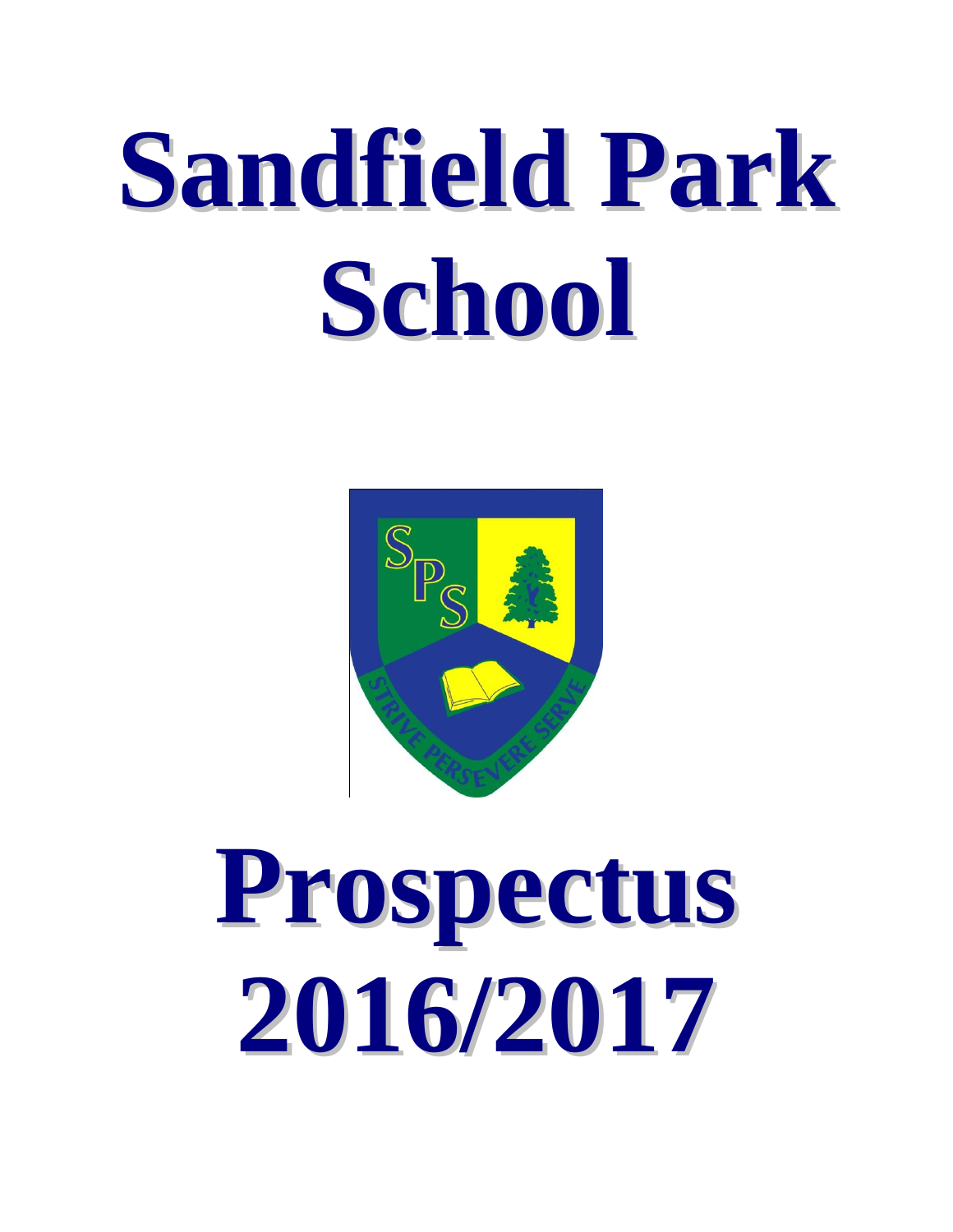# Sandfield Park School

# Prospectus 2016/2017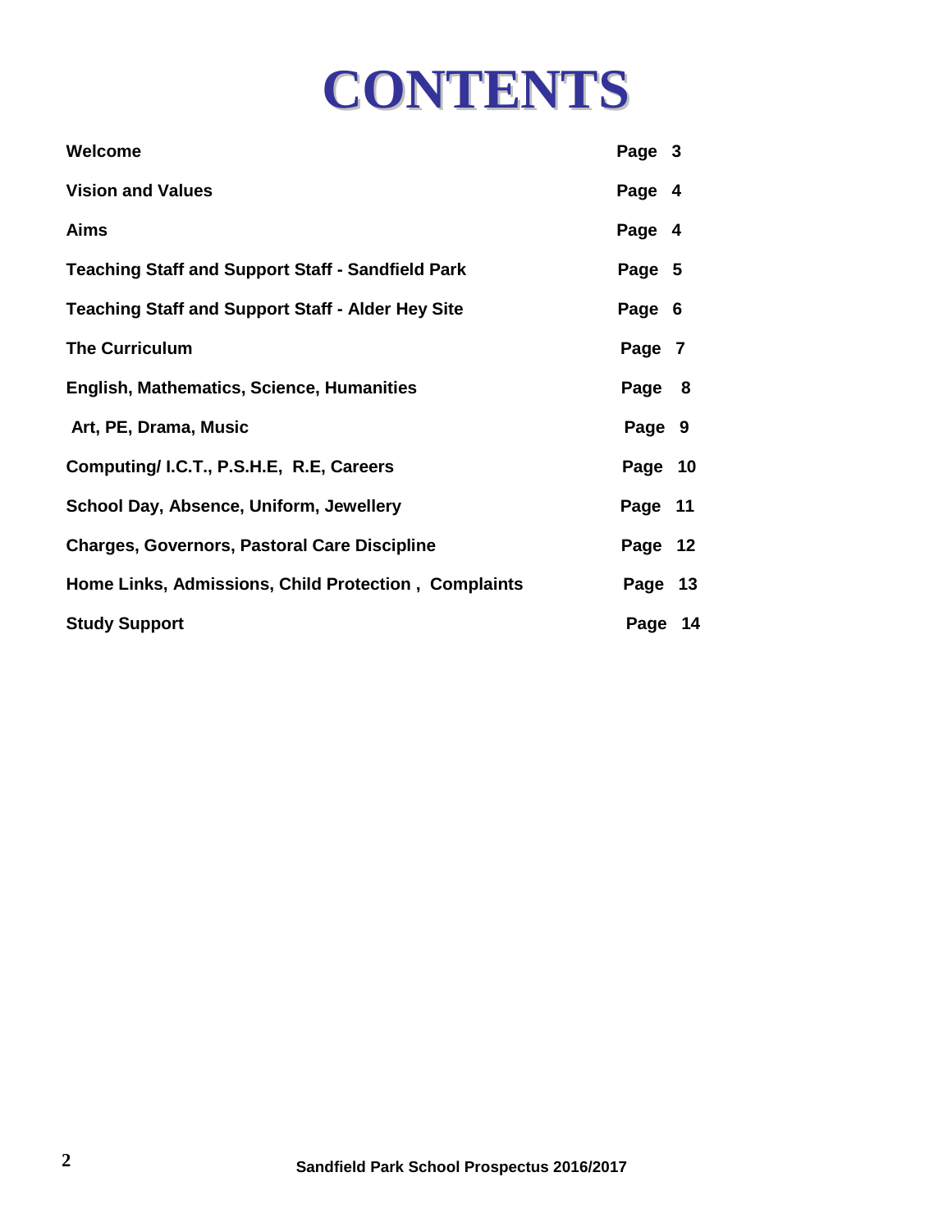# CONTENTS

| | |
|---|---|
| **Welcome** | **Page 3** |
| **Vision and Values** | **Page 4** |
| **Aims** | **Page 4** |
| **Teaching Staff and Support Staff - Sandfield Park** | **Page 5** |
| **Teaching Staff and Support Staff - Alder Hey Site** | **Page 6** |
| **The Curriculum** | **Page 7** |
| **English, Mathematics, Science, Humanities** | **Page 8** |
| **Art, PE, Drama, Music** | **Page 9** |
| **Computing/ I.C.T., P.S.H.E, R.E, Careers** | **Page 10** |
| **School Day, Absence, Uniform, Jewellery** | **Page 11** |
| **Charges, Governors, Pastoral Care Discipline** | **Page 12** |
| **Home Links, Admissions, Child Protection , Complaints** | **Page 13** |
| **Study Support** | **Page 14** |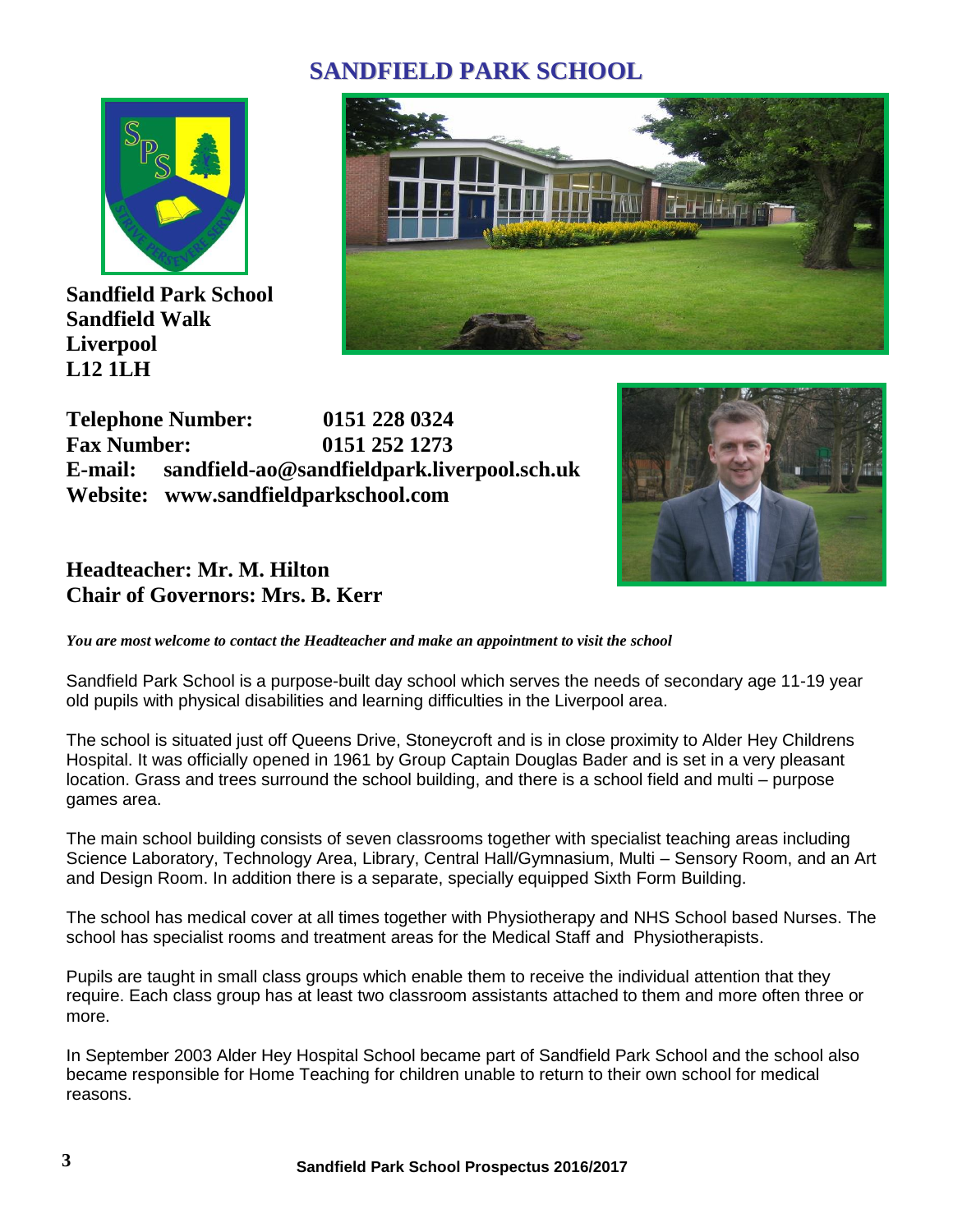# SANDFIELD PARK SCHOOL

**Sandfield Park School**
**Sandfield Walk**
**Liverpool**
**L12 1LH**

**Telephone Number:** **0151 228 0324**
**Fax Number:** **0151 252 1273**
**E-mail:** **sandfield-ao@sandfieldpark.liverpool.sch.uk**
**Website:** **www.sandfieldparkschool.com**

## Headteacher: Mr. M. Hilton
## Chair of Governors: Mrs. B. Kerr

***You are most welcome to contact the Headteacher and make an appointment to visit the school***

Sandfield Park School is a purpose-built day school which serves the needs of secondary age 11-19 year old pupils with physical disabilities and learning difficulties in the Liverpool area.

The school is situated just off Queens Drive, Stoneycroft and is in close proximity to Alder Hey Childrens Hospital. It was officially opened in 1961 by Group Captain Douglas Bader and is set in a very pleasant location. Grass and trees surround the school building, and there is a school field and multi – purpose games area.

The main school building consists of seven classrooms together with specialist teaching areas including Science Laboratory, Technology Area, Library, Central Hall/Gymnasium, Multi – Sensory Room, and an Art and Design Room. In addition there is a separate, specially equipped Sixth Form Building.

The school has medical cover at all times together with Physiotherapy and NHS School based Nurses. The school has specialist rooms and treatment areas for the Medical Staff and Physiotherapists.

Pupils are taught in small class groups which enable them to receive the individual attention that they require. Each class group has at least two classroom assistants attached to them and more often three or more.

In September 2003 Alder Hey Hospital School became part of Sandfield Park School and the school also became responsible for Home Teaching for children unable to return to their own school for medical reasons.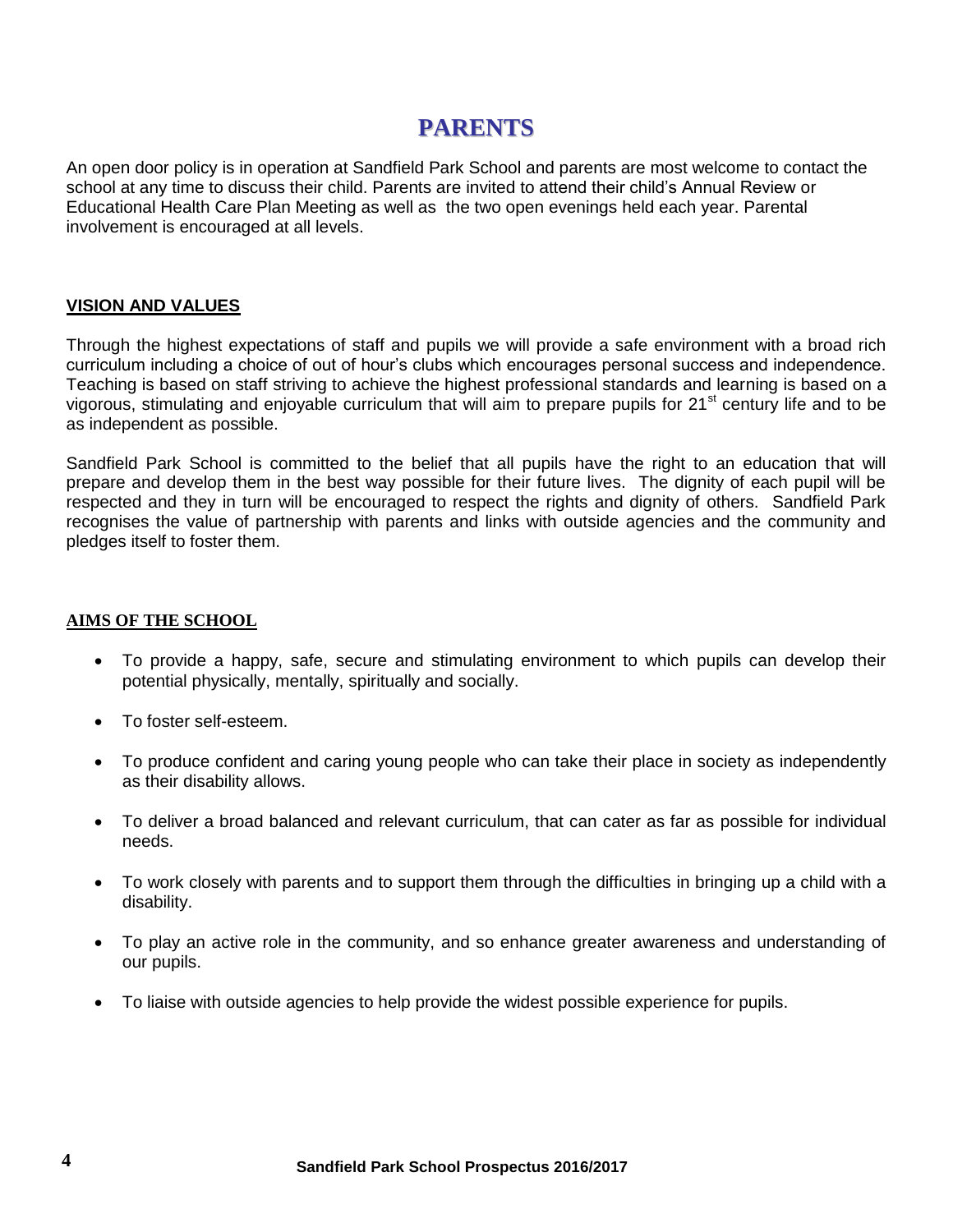# PARENTS

An open door policy is in operation at Sandfield Park School and parents are most welcome to contact the school at any time to discuss their child. Parents are invited to attend their child's Annual Review or Educational Health Care Plan Meeting as well as the two open evenings held each year. Parental involvement is encouraged at all levels.

## VISION AND VALUES

Through the highest expectations of staff and pupils we will provide a safe environment with a broad rich curriculum including a choice of out of hour's clubs which encourages personal success and independence. Teaching is based on staff striving to achieve the highest professional standards and learning is based on a vigorous, stimulating and enjoyable curriculum that will aim to prepare pupils for 21st century life and to be as independent as possible.

Sandfield Park School is committed to the belief that all pupils have the right to an education that will prepare and develop them in the best way possible for their future lives. The dignity of each pupil will be respected and they in turn will be encouraged to respect the rights and dignity of others. Sandfield Park recognises the value of partnership with parents and links with outside agencies and the community and pledges itself to foster them.

## AIMS OF THE SCHOOL

- To provide a happy, safe, secure and stimulating environment to which pupils can develop their potential physically, mentally, spiritually and socially.
- To foster self-esteem.
- To produce confident and caring young people who can take their place in society as independently as their disability allows.
- To deliver a broad balanced and relevant curriculum, that can cater as far as possible for individual needs.
- To work closely with parents and to support them through the difficulties in bringing up a child with a disability.
- To play an active role in the community, and so enhance greater awareness and understanding of our pupils.
- To liaise with outside agencies to help provide the widest possible experience for pupils.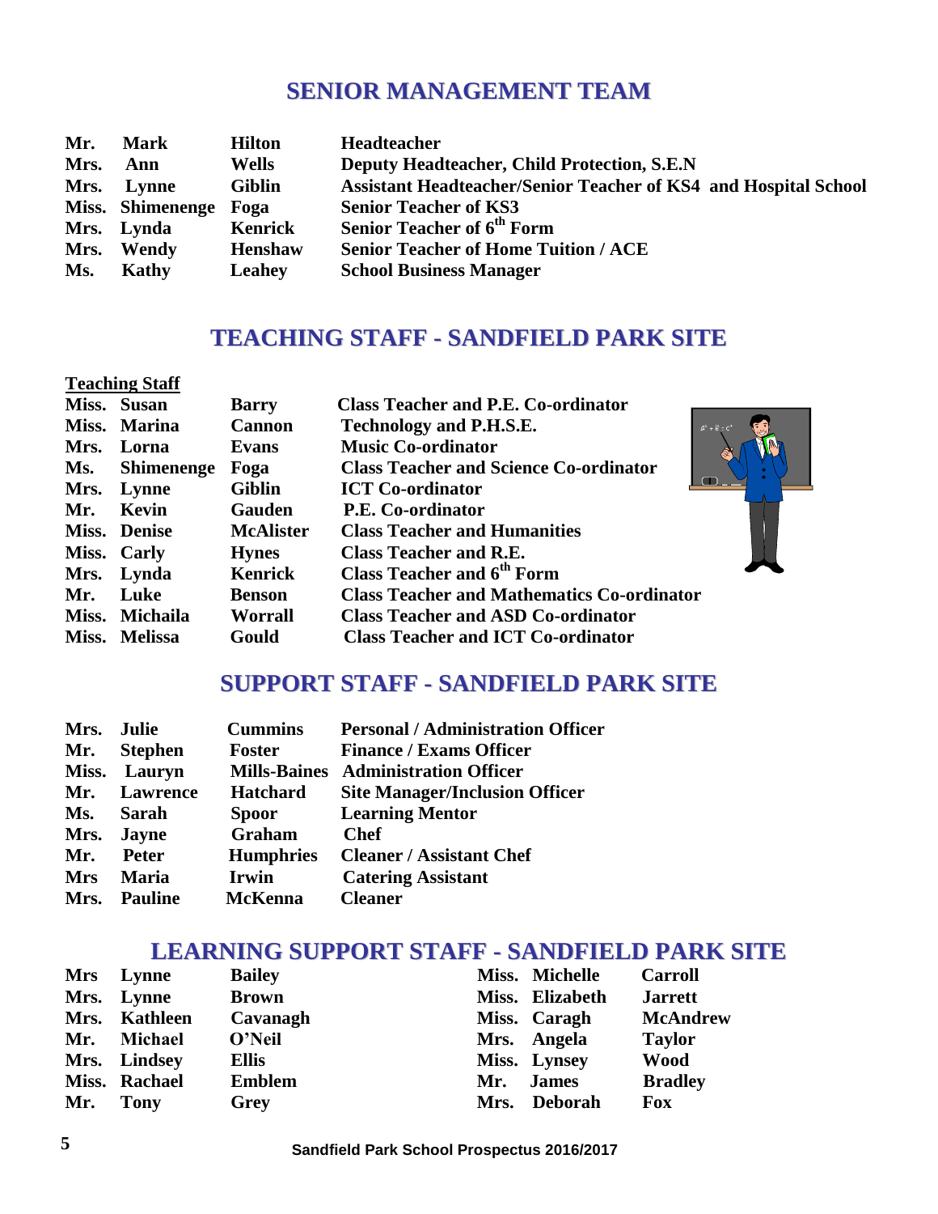## SENIOR MANAGEMENT TEAM

| | | | |
|---|---|---|---|
| **Mr.** | **Mark** | **Hilton** | **Headteacher** |
| **Mrs.** | **Ann** | **Wells** | **Deputy Headteacher, Child Protection, S.E.N** |
| **Mrs.** | **Lynne** | **Giblin** | **Assistant Headteacher/Senior Teacher of KS4 and Hospital School** |
| **Miss.** | **Shimenenge** | **Foga** | **Senior Teacher of KS3** |
| **Mrs.** | **Lynda** | **Kenrick** | **Senior Teacher of 6th Form** |
| **Mrs.** | **Wendy** | **Henshaw** | **Senior Teacher of Home Tuition / ACE** |
| **Ms.** | **Kathy** | **Leahey** | **School Business Manager** |

## TEACHING STAFF - SANDFIELD PARK SITE

**Teaching Staff**

| | | | |
|---|---|---|---|
| **Miss.** | **Susan** | **Barry** | **Class Teacher and P.E. Co-ordinator** |
| **Miss.** | **Marina** | **Cannon** | **Technology and P.H.S.E.** |
| **Mrs.** | **Lorna** | **Evans** | **Music Co-ordinator** |
| **Ms.** | **Shimenenge** | **Foga** | **Class Teacher and Science Co-ordinator** |
| **Mrs.** | **Lynne** | **Giblin** | **ICT Co-ordinator** |
| **Mr.** | **Kevin** | **Gauden** | **P.E. Co-ordinator** |
| **Miss.** | **Denise** | **McAlister** | **Class Teacher and Humanities** |
| **Miss.** | **Carly** | **Hynes** | **Class Teacher and R.E.** |
| **Mrs.** | **Lynda** | **Kenrick** | **Class Teacher and 6th Form** |
| **Mr.** | **Luke** | **Benson** | **Class Teacher and Mathematics Co-ordinator** |
| **Miss.** | **Michaila** | **Worrall** | **Class Teacher and ASD Co-ordinator** |
| **Miss.** | **Melissa** | **Gould** | **Class Teacher and ICT Co-ordinator** |

## SUPPORT STAFF - SANDFIELD PARK SITE

| | | | |
|---|---|---|---|
| **Mrs.** | **Julie** | **Cummins** | **Personal / Administration Officer** |
| **Mr.** | **Stephen** | **Foster** | **Finance / Exams Officer** |
| **Miss.** | **Lauryn** | **Mills-Baines** | **Administration Officer** |
| **Mr.** | **Lawrence** | **Hatchard** | **Site Manager/Inclusion Officer** |
| **Ms.** | **Sarah** | **Spoor** | **Learning Mentor** |
| **Mrs.** | **Jayne** | **Graham** | **Chef** |
| **Mr.** | **Peter** | **Humphries** | **Cleaner / Assistant Chef** |
| **Mrs** | **Maria** | **Irwin** | **Catering Assistant** |
| **Mrs.** | **Pauline** | **McKenna** | **Cleaner** |

## LEARNING SUPPORT STAFF - SANDFIELD PARK SITE

| | | | | | |
|---|---|---|---|---|---|
| **Mrs** | **Lynne** | **Bailey** | **Miss.** | **Michelle** | **Carroll** |
| **Mrs.** | **Lynne** | **Brown** | **Miss.** | **Elizabeth** | **Jarrett** |
| **Mrs.** | **Kathleen** | **Cavanagh** | **Miss.** | **Caragh** | **McAndrew** |
| **Mr.** | **Michael** | **O'Neil** | **Mrs.** | **Angela** | **Taylor** |
| **Mrs.** | **Lindsey** | **Ellis** | **Miss.** | **Lynsey** | **Wood** |
| **Miss.** | **Rachael** | **Emblem** | **Mr.** | **James** | **Bradley** |
| **Mr.** | **Tony** | **Grey** | **Mrs.** | **Deborah** | **Fox** |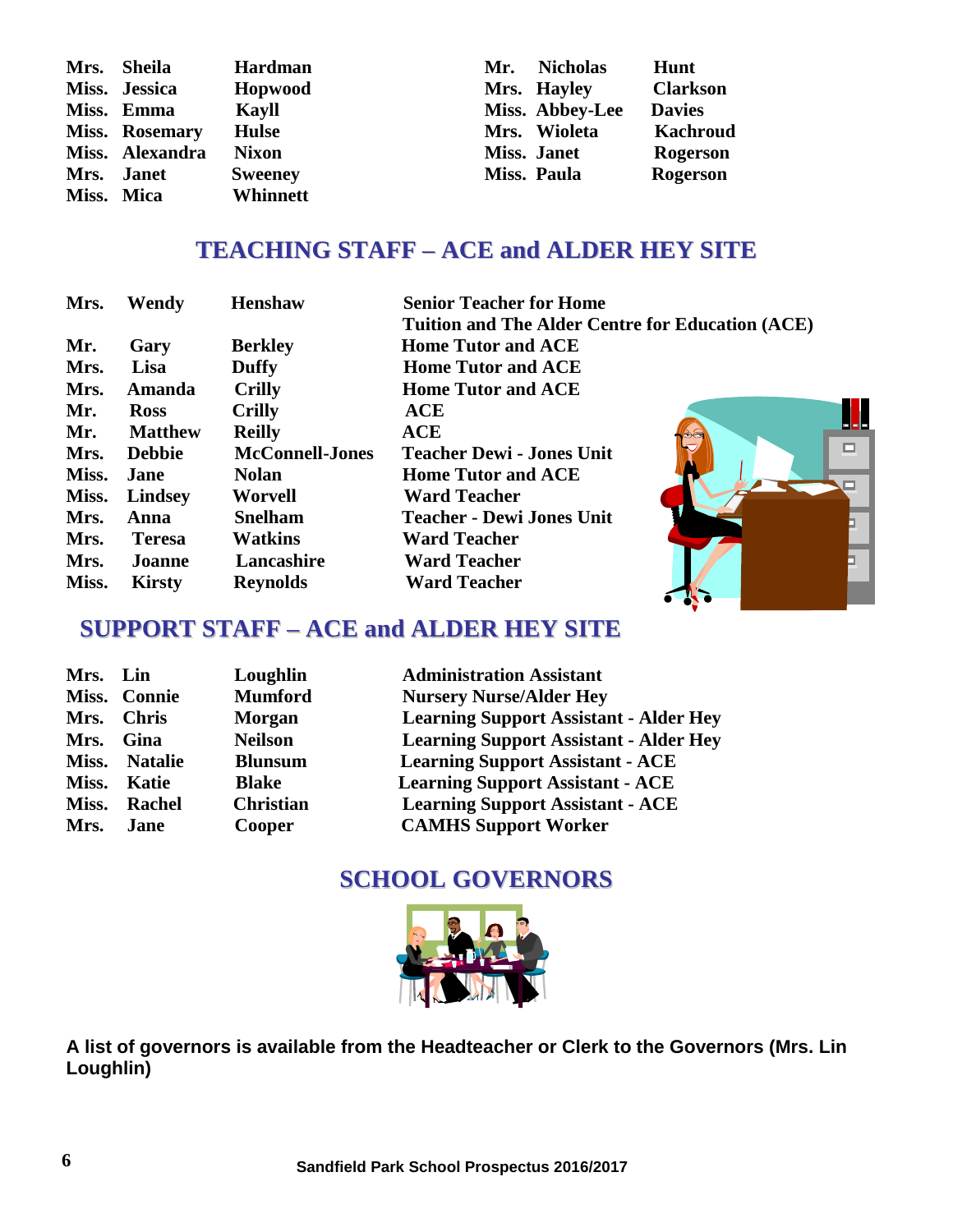| | | | | | |
|---|---|---|---|---|---|
| Mrs. | Sheila | Hardman | Mr. | Nicholas | Hunt |
| Miss. | Jessica | Hopwood | Mrs. | Hayley | Clarkson |
| Miss. | Emma | Kayll | Miss. | Abbey-Lee | Davies |
| Miss. | Rosemary | Hulse | Mrs. | Wioleta | Kachroud |
| Miss. | Alexandra | Nixon | Miss. | Janet | Rogerson |
| Mrs. | Janet | Sweeney | Miss. | Paula | Rogerson |
| Miss. | Mica | Whinnett | | | |

## TEACHING STAFF – ACE and ALDER HEY SITE

| | | | |
|---|---|---|---|
| Mrs. | Wendy | Henshaw | Senior Teacher for Home Tuition and The Alder Centre for Education (ACE) |
| Mr. | Gary | Berkley | Home Tutor and ACE |
| Mrs. | Lisa | Duffy | Home Tutor and ACE |
| Mrs. | Amanda | Crilly | Home Tutor and ACE |
| Mr. | Ross | Crilly | ACE |
| Mr. | Matthew | Reilly | ACE |
| Mrs. | Debbie | McConnell-Jones | Teacher Dewi - Jones Unit |
| Miss. | Jane | Nolan | Home Tutor and ACE |
| Miss. | Lindsey | Worvell | Ward Teacher |
| Mrs. | Anna | Snelham | Teacher - Dewi Jones Unit |
| Mrs. | Teresa | Watkins | Ward Teacher |
| Mrs. | Joanne | Lancashire | Ward Teacher |
| Miss. | Kirsty | Reynolds | Ward Teacher |

## SUPPORT STAFF – ACE and ALDER HEY SITE

| | | | |
|---|---|---|---|
| Mrs. | Lin | Loughlin | Administration Assistant |
| Miss. | Connie | Mumford | Nursery Nurse/Alder Hey |
| Mrs. | Chris | Morgan | Learning Support Assistant - Alder Hey |
| Mrs. | Gina | Neilson | Learning Support Assistant - Alder Hey |
| Miss. | Natalie | Blunsum | Learning Support Assistant - ACE |
| Miss. | Katie | Blake | Learning Support Assistant - ACE |
| Miss. | Rachel | Christian | Learning Support Assistant - ACE |
| Mrs. | Jane | Cooper | CAMHS Support Worker |

## SCHOOL GOVERNORS

**A list of governors is available from the Headteacher or Clerk to the Governors (Mrs. Lin Loughlin)**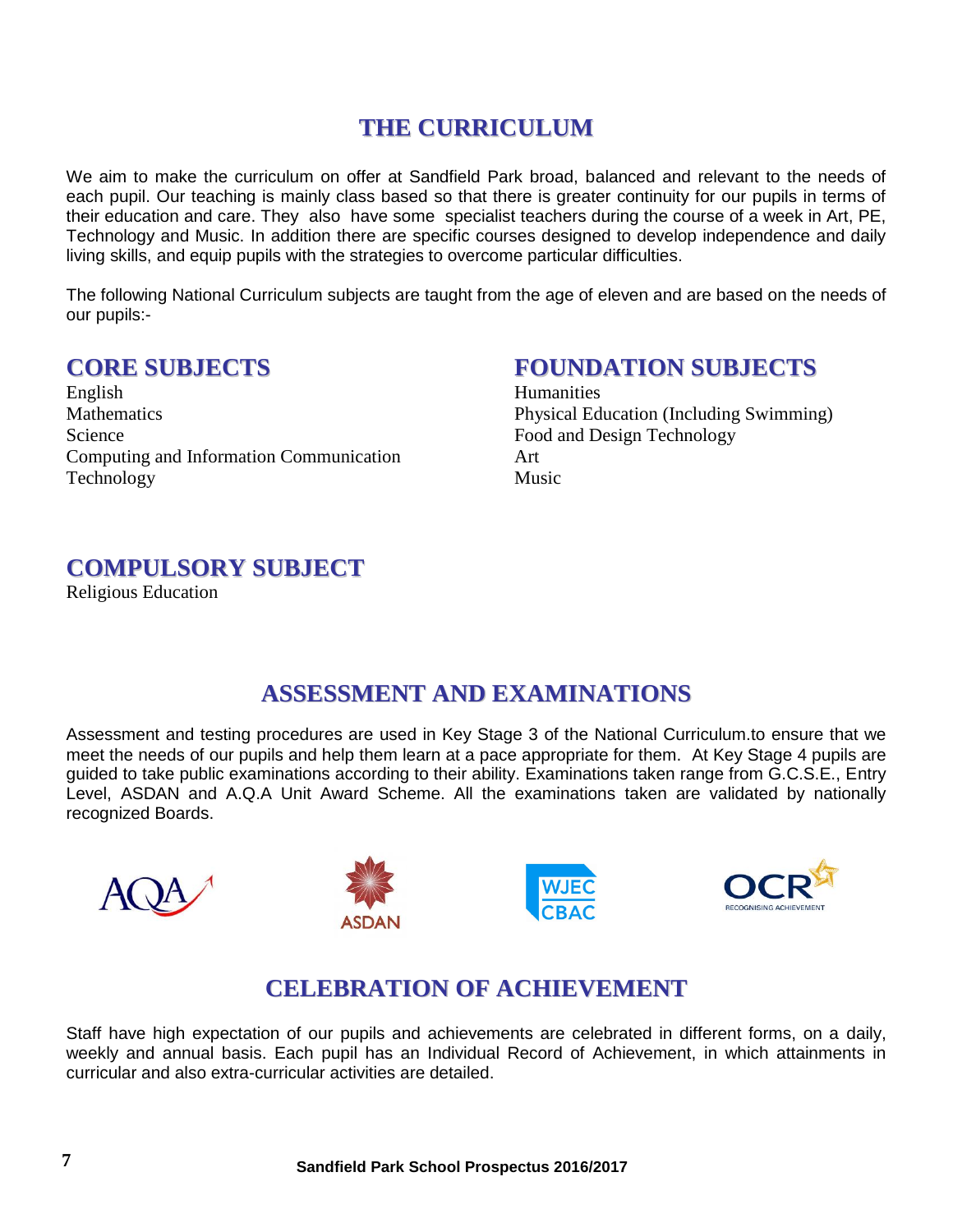# THE CURRICULUM

We aim to make the curriculum on offer at Sandfield Park broad, balanced and relevant to the needs of each pupil. Our teaching is mainly class based so that there is greater continuity for our pupils in terms of their education and care. They also have some specialist teachers during the course of a week in Art, PE, Technology and Music. In addition there are specific courses designed to develop independence and daily living skills, and equip pupils with the strategies to overcome particular difficulties.

The following National Curriculum subjects are taught from the age of eleven and are based on the needs of our pupils:-

## CORE SUBJECTS

English
Mathematics
Science
Computing and Information Communication Technology

## FOUNDATION SUBJECTS

Humanities
Physical Education (Including Swimming)
Food and Design Technology
Art
Music

## COMPULSORY SUBJECT

Religious Education

# ASSESSMENT AND EXAMINATIONS

Assessment and testing procedures are used in Key Stage 3 of the National Curriculum.to ensure that we meet the needs of our pupils and help them learn at a pace appropriate for them. At Key Stage 4 pupils are guided to take public examinations according to their ability. Examinations taken range from G.C.S.E., Entry Level, ASDAN and A.Q.A Unit Award Scheme. All the examinations taken are validated by nationally recognized Boards.

AQA ASDAN WJEC CBAC OCR RECOGNISING ACHIEVEMENT

# CELEBRATION OF ACHIEVEMENT

Staff have high expectation of our pupils and achievements are celebrated in different forms, on a daily, weekly and annual basis. Each pupil has an Individual Record of Achievement, in which attainments in curricular and also extra-curricular activities are detailed.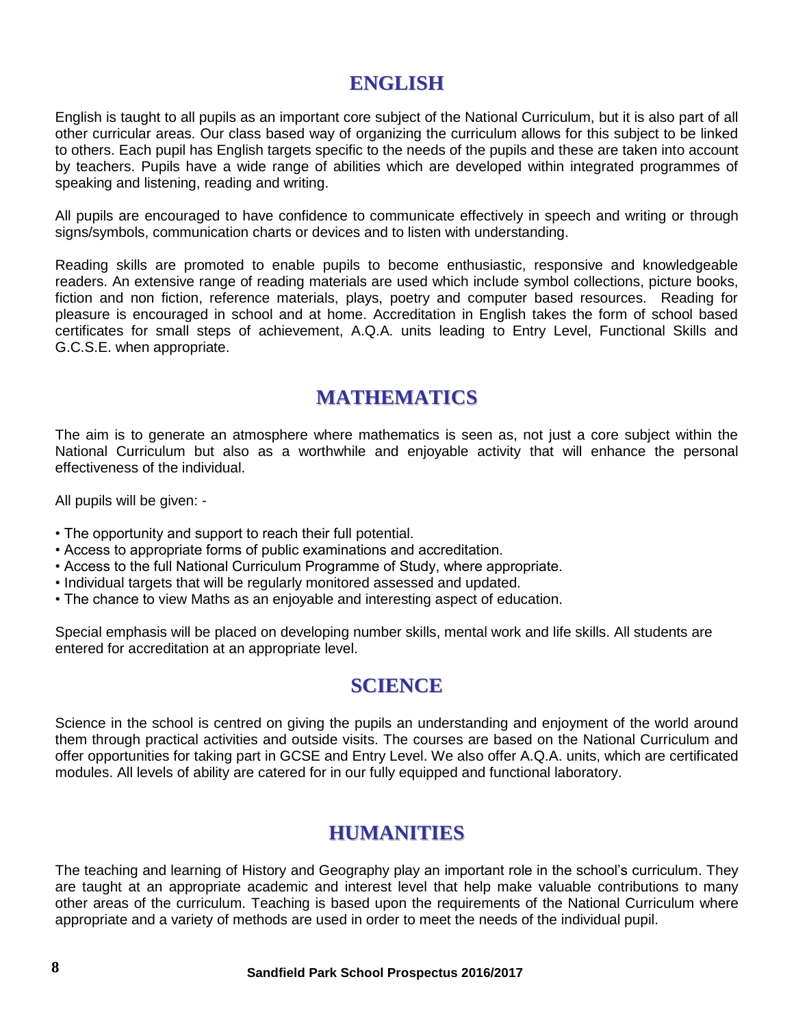## ENGLISH

English is taught to all pupils as an important core subject of the National Curriculum, but it is also part of all other curricular areas. Our class based way of organizing the curriculum allows for this subject to be linked to others. Each pupil has English targets specific to the needs of the pupils and these are taken into account by teachers. Pupils have a wide range of abilities which are developed within integrated programmes of speaking and listening, reading and writing.

All pupils are encouraged to have confidence to communicate effectively in speech and writing or through signs/symbols, communication charts or devices and to listen with understanding.

Reading skills are promoted to enable pupils to become enthusiastic, responsive and knowledgeable readers. An extensive range of reading materials are used which include symbol collections, picture books, fiction and non fiction, reference materials, plays, poetry and computer based resources. Reading for pleasure is encouraged in school and at home. Accreditation in English takes the form of school based certificates for small steps of achievement, A.Q.A. units leading to Entry Level, Functional Skills and G.C.S.E. when appropriate.

## MATHEMATICS

The aim is to generate an atmosphere where mathematics is seen as, not just a core subject within the National Curriculum but also as a worthwhile and enjoyable activity that will enhance the personal effectiveness of the individual.

All pupils will be given: -

- The opportunity and support to reach their full potential.
- Access to appropriate forms of public examinations and accreditation.
- Access to the full National Curriculum Programme of Study, where appropriate.
- Individual targets that will be regularly monitored assessed and updated.
- The chance to view Maths as an enjoyable and interesting aspect of education.

Special emphasis will be placed on developing number skills, mental work and life skills. All students are entered for accreditation at an appropriate level.

## SCIENCE

Science in the school is centred on giving the pupils an understanding and enjoyment of the world around them through practical activities and outside visits. The courses are based on the National Curriculum and offer opportunities for taking part in GCSE and Entry Level. We also offer A.Q.A. units, which are certificated modules. All levels of ability are catered for in our fully equipped and functional laboratory.

## HUMANITIES

The teaching and learning of History and Geography play an important role in the school's curriculum. They are taught at an appropriate academic and interest level that help make valuable contributions to many other areas of the curriculum. Teaching is based upon the requirements of the National Curriculum where appropriate and a variety of methods are used in order to meet the needs of the individual pupil.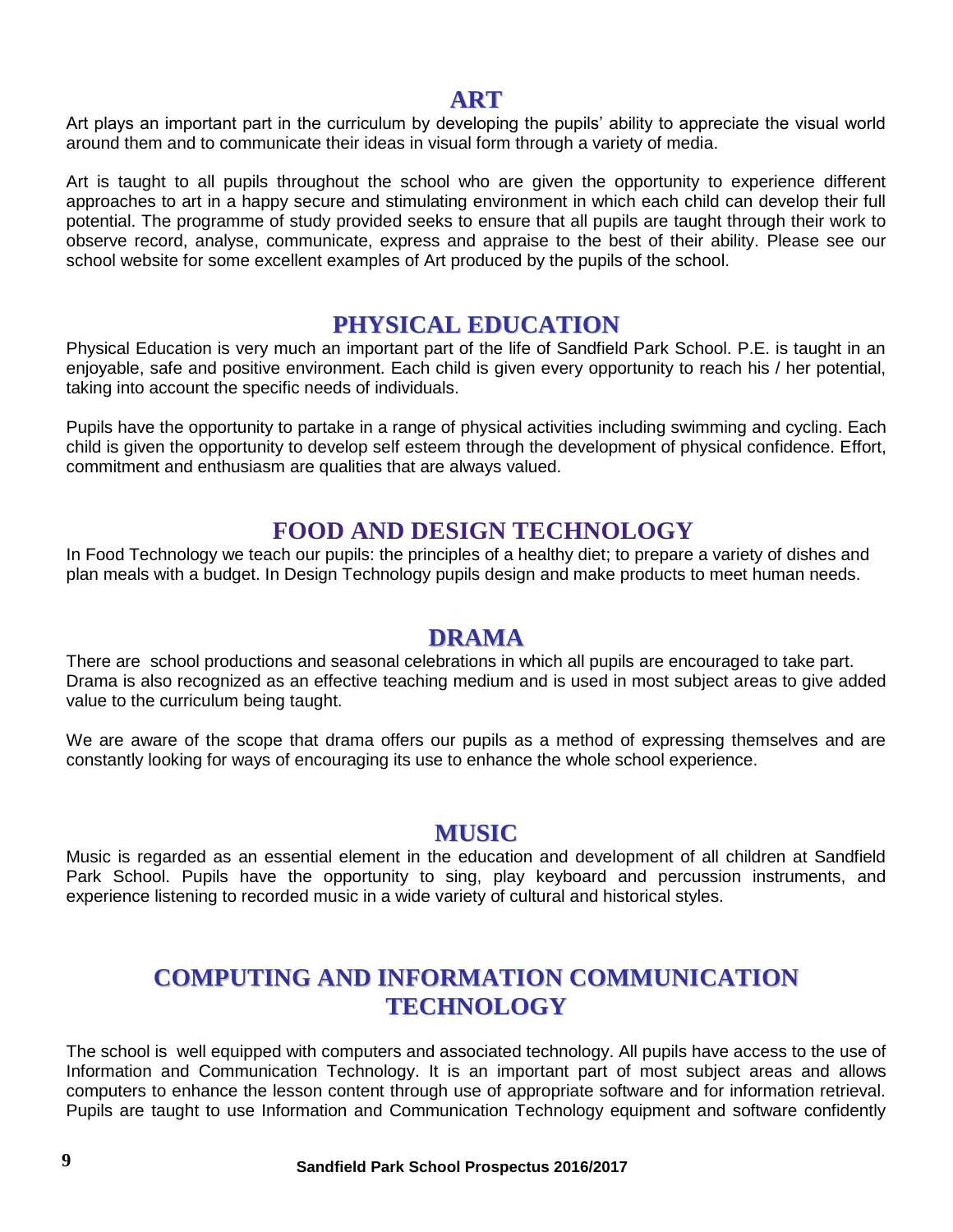## ART

Art plays an important part in the curriculum by developing the pupils' ability to appreciate the visual world around them and to communicate their ideas in visual form through a variety of media.

Art is taught to all pupils throughout the school who are given the opportunity to experience different approaches to art in a happy secure and stimulating environment in which each child can develop their full potential. The programme of study provided seeks to ensure that all pupils are taught through their work to observe record, analyse, communicate, express and appraise to the best of their ability. Please see our school website for some excellent examples of Art produced by the pupils of the school.

## PHYSICAL EDUCATION

Physical Education is very much an important part of the life of Sandfield Park School. P.E. is taught in an enjoyable, safe and positive environment. Each child is given every opportunity to reach his / her potential, taking into account the specific needs of individuals.

Pupils have the opportunity to partake in a range of physical activities including swimming and cycling. Each child is given the opportunity to develop self esteem through the development of physical confidence. Effort, commitment and enthusiasm are qualities that are always valued.

## FOOD AND DESIGN TECHNOLOGY

In Food Technology we teach our pupils: the principles of a healthy diet; to prepare a variety of dishes and plan meals with a budget. In Design Technology pupils design and make products to meet human needs.

## DRAMA

There are school productions and seasonal celebrations in which all pupils are encouraged to take part. Drama is also recognized as an effective teaching medium and is used in most subject areas to give added value to the curriculum being taught.

We are aware of the scope that drama offers our pupils as a method of expressing themselves and are constantly looking for ways of encouraging its use to enhance the whole school experience.

## MUSIC

Music is regarded as an essential element in the education and development of all children at Sandfield Park School. Pupils have the opportunity to sing, play keyboard and percussion instruments, and experience listening to recorded music in a wide variety of cultural and historical styles.

## COMPUTING AND INFORMATION COMMUNICATION TECHNOLOGY

The school is well equipped with computers and associated technology. All pupils have access to the use of Information and Communication Technology. It is an important part of most subject areas and allows computers to enhance the lesson content through use of appropriate software and for information retrieval. Pupils are taught to use Information and Communication Technology equipment and software confidently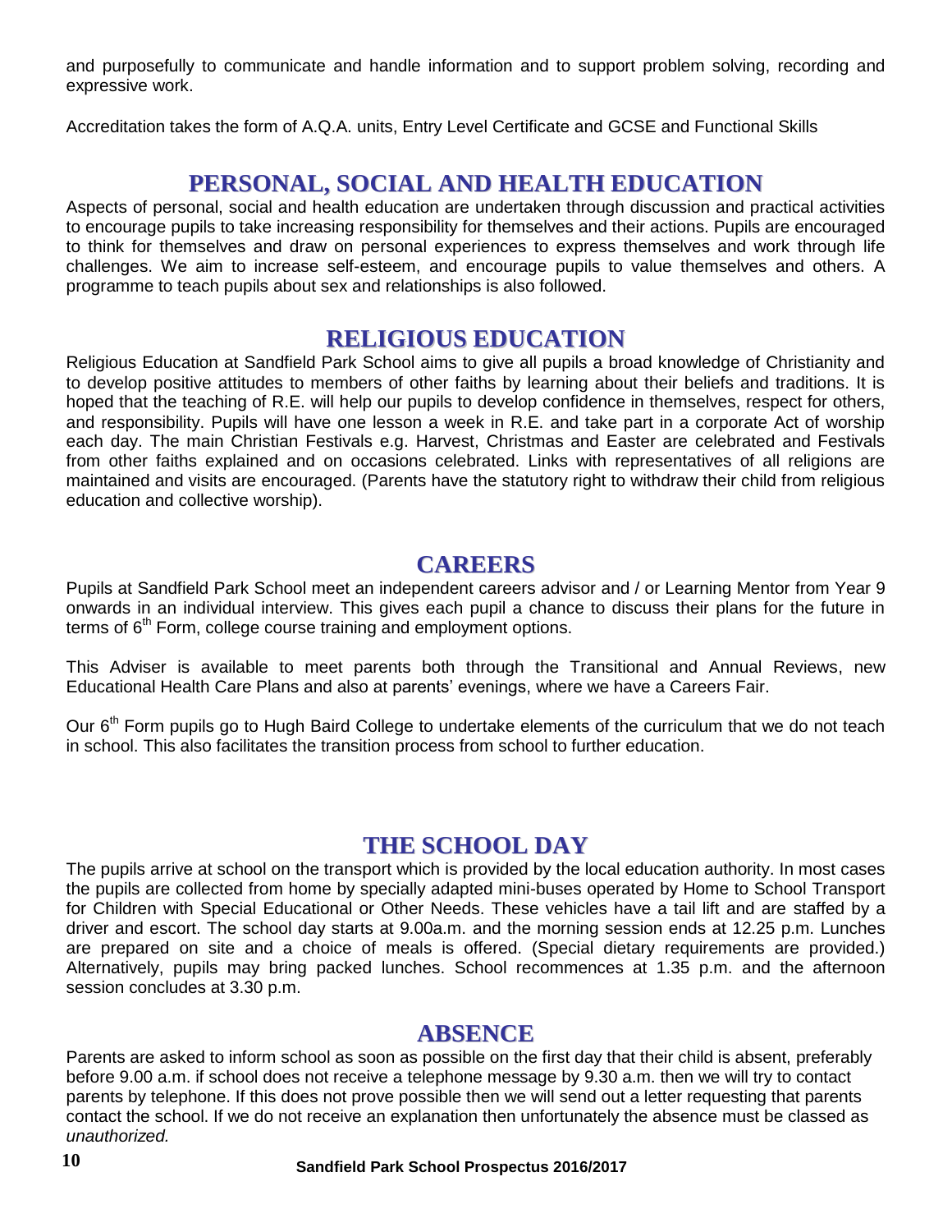and purposefully to communicate and handle information and to support problem solving, recording and expressive work.

Accreditation takes the form of A.Q.A. units, Entry Level Certificate and GCSE and Functional Skills

## PERSONAL, SOCIAL AND HEALTH EDUCATION

Aspects of personal, social and health education are undertaken through discussion and practical activities to encourage pupils to take increasing responsibility for themselves and their actions. Pupils are encouraged to think for themselves and draw on personal experiences to express themselves and work through life challenges. We aim to increase self-esteem, and encourage pupils to value themselves and others. A programme to teach pupils about sex and relationships is also followed.

## RELIGIOUS EDUCATION

Religious Education at Sandfield Park School aims to give all pupils a broad knowledge of Christianity and to develop positive attitudes to members of other faiths by learning about their beliefs and traditions. It is hoped that the teaching of R.E. will help our pupils to develop confidence in themselves, respect for others, and responsibility. Pupils will have one lesson a week in R.E. and take part in a corporate Act of worship each day. The main Christian Festivals e.g. Harvest, Christmas and Easter are celebrated and Festivals from other faiths explained and on occasions celebrated. Links with representatives of all religions are maintained and visits are encouraged. (Parents have the statutory right to withdraw their child from religious education and collective worship).

## CAREERS

Pupils at Sandfield Park School meet an independent careers advisor and / or Learning Mentor from Year 9 onwards in an individual interview. This gives each pupil a chance to discuss their plans for the future in terms of 6th Form, college course training and employment options.

This Adviser is available to meet parents both through the Transitional and Annual Reviews, new Educational Health Care Plans and also at parents' evenings, where we have a Careers Fair.

Our 6th Form pupils go to Hugh Baird College to undertake elements of the curriculum that we do not teach in school. This also facilitates the transition process from school to further education.

## THE SCHOOL DAY

The pupils arrive at school on the transport which is provided by the local education authority. In most cases the pupils are collected from home by specially adapted mini-buses operated by Home to School Transport for Children with Special Educational or Other Needs. These vehicles have a tail lift and are staffed by a driver and escort. The school day starts at 9.00a.m. and the morning session ends at 12.25 p.m. Lunches are prepared on site and a choice of meals is offered. (Special dietary requirements are provided.) Alternatively, pupils may bring packed lunches. School recommences at 1.35 p.m. and the afternoon session concludes at 3.30 p.m.

## ABSENCE

Parents are asked to inform school as soon as possible on the first day that their child is absent, preferably before 9.00 a.m. if school does not receive a telephone message by 9.30 a.m. then we will try to contact parents by telephone. If this does not prove possible then we will send out a letter requesting that parents contact the school. If we do not receive an explanation then unfortunately the absence must be classed as *unauthorized.*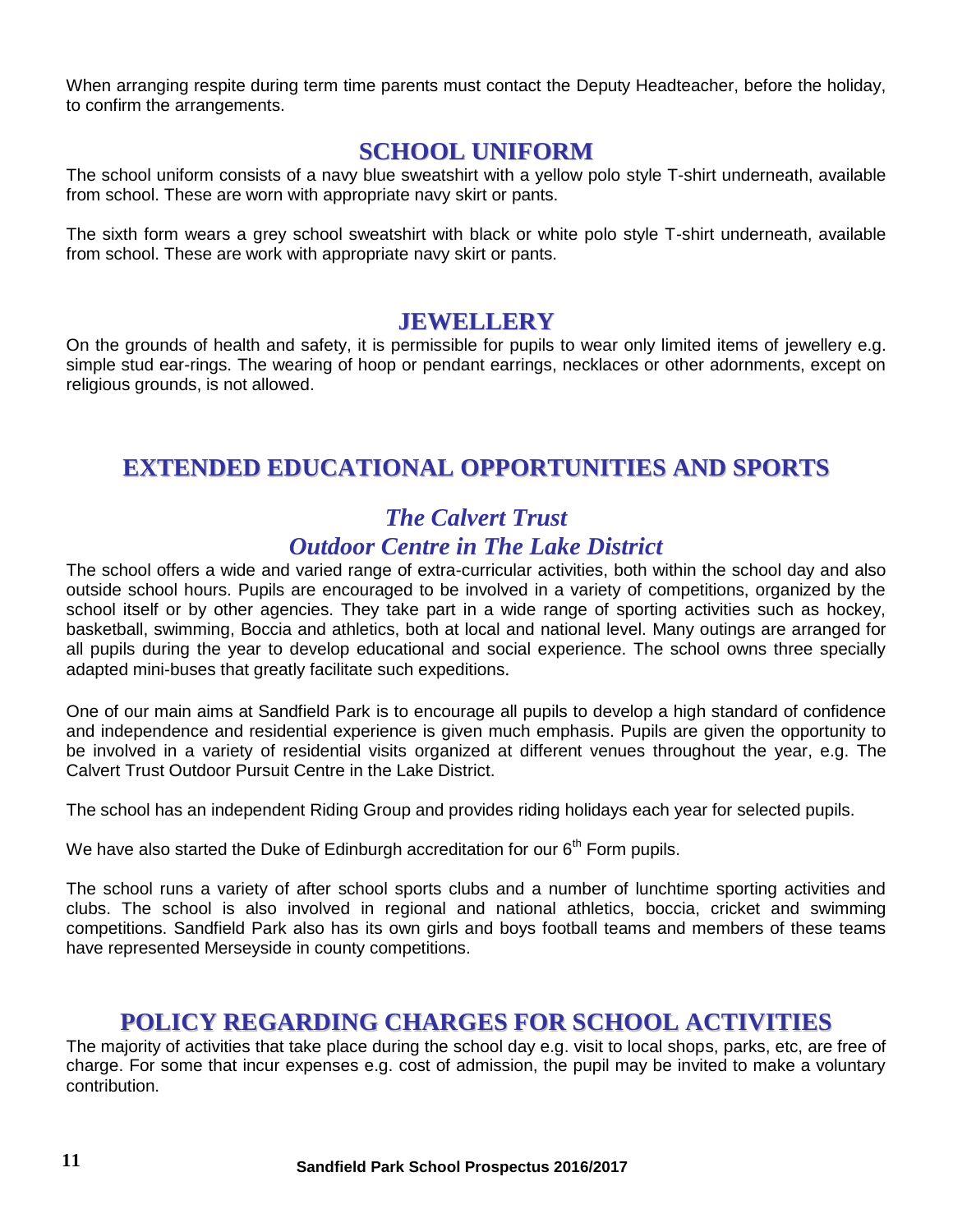When arranging respite during term time parents must contact the Deputy Headteacher, before the holiday, to confirm the arrangements.

## SCHOOL UNIFORM

The school uniform consists of a navy blue sweatshirt with a yellow polo style T-shirt underneath, available from school. These are worn with appropriate navy skirt or pants.

The sixth form wears a grey school sweatshirt with black or white polo style T-shirt underneath, available from school. These are work with appropriate navy skirt or pants.

## JEWELLERY

On the grounds of health and safety, it is permissible for pupils to wear only limited items of jewellery e.g. simple stud ear-rings. The wearing of hoop or pendant earrings, necklaces or other adornments, except on religious grounds, is not allowed.

## EXTENDED EDUCATIONAL OPPORTUNITIES AND SPORTS

### *The Calvert Trust*
### *Outdoor Centre in The Lake District*

The school offers a wide and varied range of extra-curricular activities, both within the school day and also outside school hours. Pupils are encouraged to be involved in a variety of competitions, organized by the school itself or by other agencies. They take part in a wide range of sporting activities such as hockey, basketball, swimming, Boccia and athletics, both at local and national level. Many outings are arranged for all pupils during the year to develop educational and social experience. The school owns three specially adapted mini-buses that greatly facilitate such expeditions.

One of our main aims at Sandfield Park is to encourage all pupils to develop a high standard of confidence and independence and residential experience is given much emphasis. Pupils are given the opportunity to be involved in a variety of residential visits organized at different venues throughout the year, e.g. The Calvert Trust Outdoor Pursuit Centre in the Lake District.

The school has an independent Riding Group and provides riding holidays each year for selected pupils.

We have also started the Duke of Edinburgh accreditation for our 6th Form pupils.

The school runs a variety of after school sports clubs and a number of lunchtime sporting activities and clubs. The school is also involved in regional and national athletics, boccia, cricket and swimming competitions. Sandfield Park also has its own girls and boys football teams and members of these teams have represented Merseyside in county competitions.

## POLICY REGARDING CHARGES FOR SCHOOL ACTIVITIES

The majority of activities that take place during the school day e.g. visit to local shops, parks, etc, are free of charge. For some that incur expenses e.g. cost of admission, the pupil may be invited to make a voluntary contribution.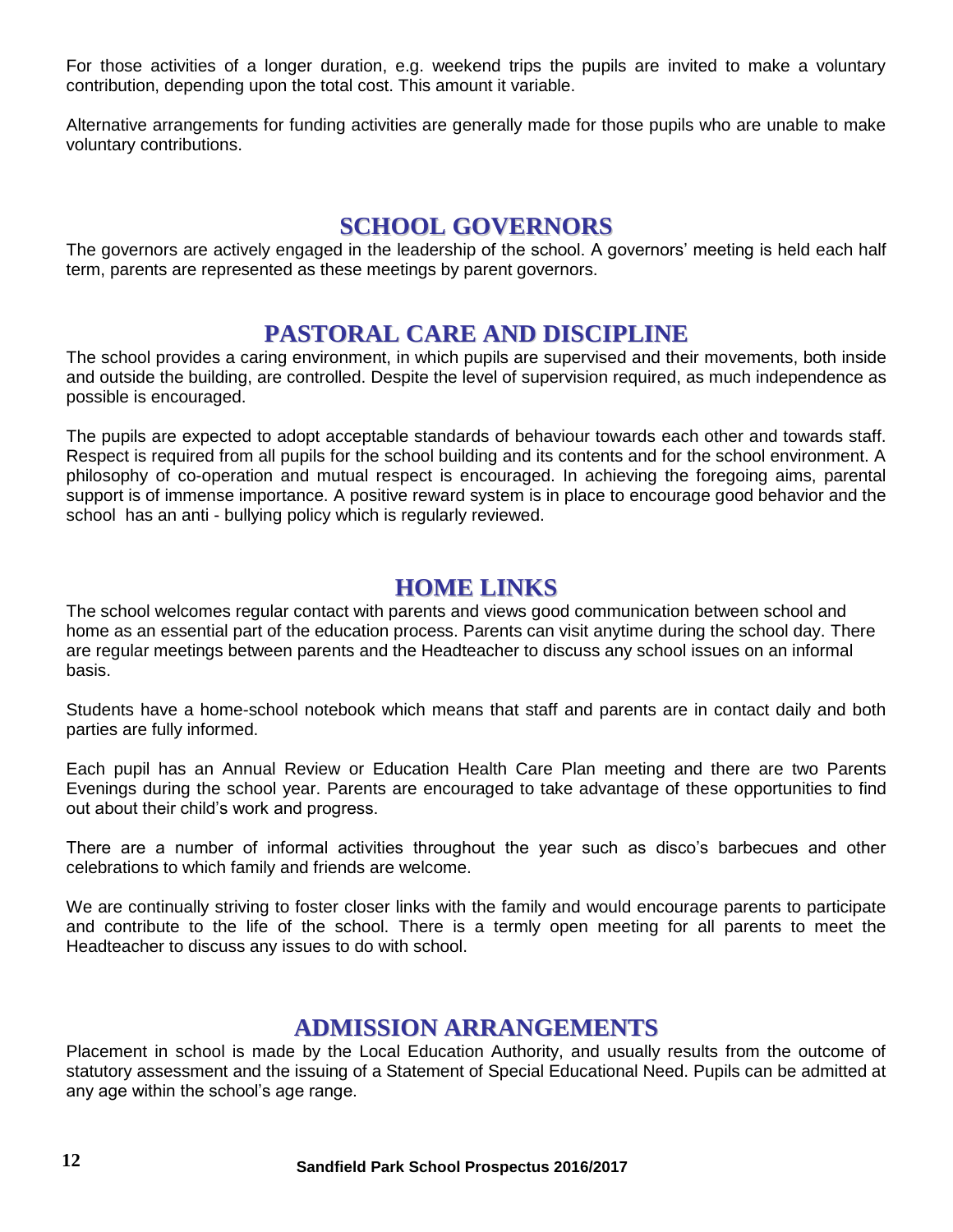For those activities of a longer duration, e.g. weekend trips the pupils are invited to make a voluntary contribution, depending upon the total cost. This amount it variable.

Alternative arrangements for funding activities are generally made for those pupils who are unable to make voluntary contributions.

## SCHOOL GOVERNORS

The governors are actively engaged in the leadership of the school. A governors' meeting is held each half term, parents are represented as these meetings by parent governors.

## PASTORAL CARE AND DISCIPLINE

The school provides a caring environment, in which pupils are supervised and their movements, both inside and outside the building, are controlled. Despite the level of supervision required, as much independence as possible is encouraged.

The pupils are expected to adopt acceptable standards of behaviour towards each other and towards staff. Respect is required from all pupils for the school building and its contents and for the school environment. A philosophy of co-operation and mutual respect is encouraged. In achieving the foregoing aims, parental support is of immense importance. A positive reward system is in place to encourage good behavior and the school has an anti - bullying policy which is regularly reviewed.

## HOME LINKS

The school welcomes regular contact with parents and views good communication between school and home as an essential part of the education process. Parents can visit anytime during the school day. There are regular meetings between parents and the Headteacher to discuss any school issues on an informal basis.

Students have a home-school notebook which means that staff and parents are in contact daily and both parties are fully informed.

Each pupil has an Annual Review or Education Health Care Plan meeting and there are two Parents Evenings during the school year. Parents are encouraged to take advantage of these opportunities to find out about their child's work and progress.

There are a number of informal activities throughout the year such as disco's barbecues and other celebrations to which family and friends are welcome.

We are continually striving to foster closer links with the family and would encourage parents to participate and contribute to the life of the school. There is a termly open meeting for all parents to meet the Headteacher to discuss any issues to do with school.

## ADMISSION ARRANGEMENTS

Placement in school is made by the Local Education Authority, and usually results from the outcome of statutory assessment and the issuing of a Statement of Special Educational Need. Pupils can be admitted at any age within the school's age range.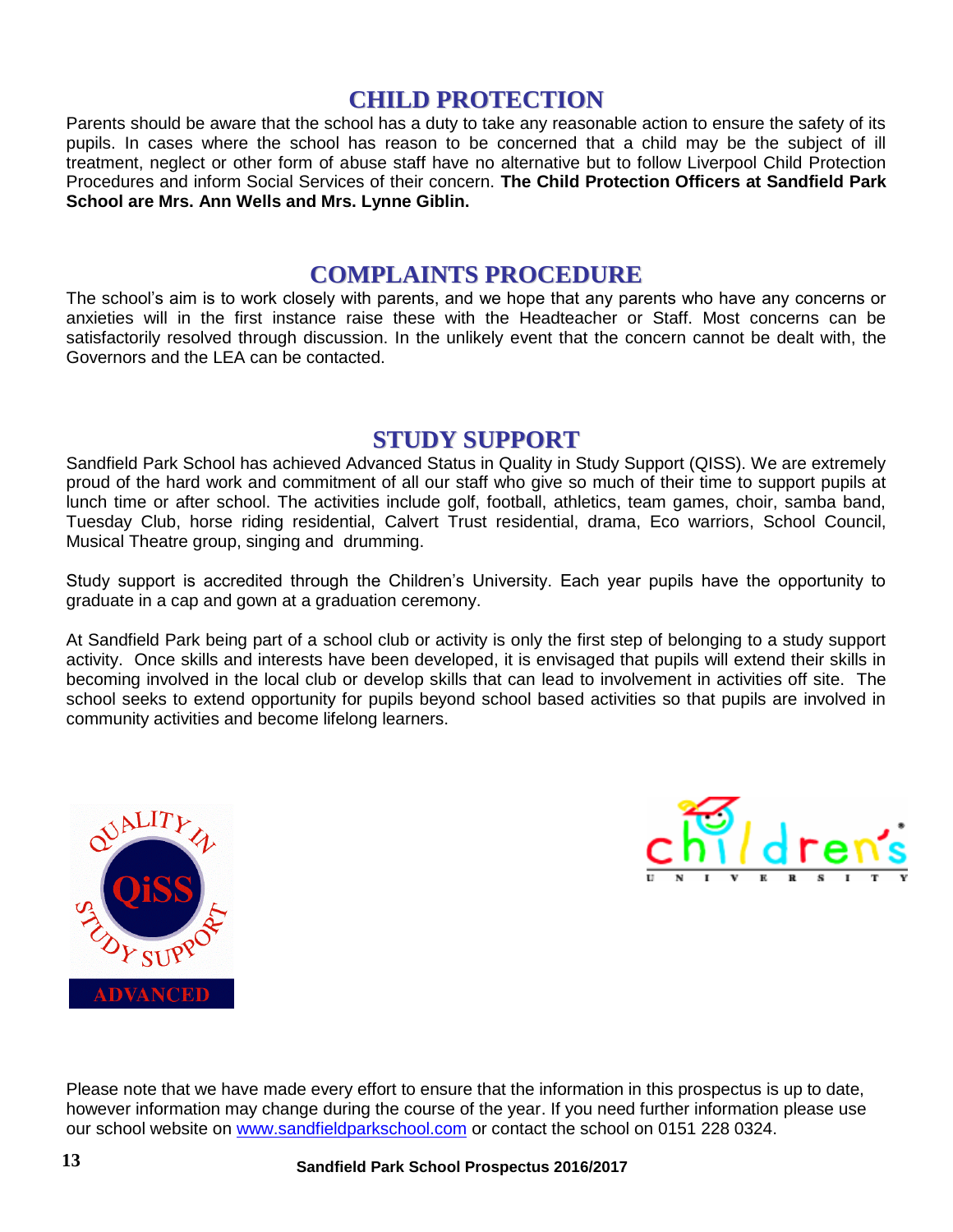## CHILD PROTECTION

Parents should be aware that the school has a duty to take any reasonable action to ensure the safety of its pupils. In cases where the school has reason to be concerned that a child may be the subject of ill treatment, neglect or other form of abuse staff have no alternative but to follow Liverpool Child Protection Procedures and inform Social Services of their concern. **The Child Protection Officers at Sandfield Park School are Mrs. Ann Wells and Mrs. Lynne Giblin.**

## COMPLAINTS PROCEDURE

The school's aim is to work closely with parents, and we hope that any parents who have any concerns or anxieties will in the first instance raise these with the Headteacher or Staff. Most concerns can be satisfactorily resolved through discussion. In the unlikely event that the concern cannot be dealt with, the Governors and the LEA can be contacted.

## STUDY SUPPORT

Sandfield Park School has achieved Advanced Status in Quality in Study Support (QISS). We are extremely proud of the hard work and commitment of all our staff who give so much of their time to support pupils at lunch time or after school. The activities include golf, football, athletics, team games, choir, samba band, Tuesday Club, horse riding residential, Calvert Trust residential, drama, Eco warriors, School Council, Musical Theatre group, singing and drumming.

Study support is accredited through the Children's University. Each year pupils have the opportunity to graduate in a cap and gown at a graduation ceremony.

At Sandfield Park being part of a school club or activity is only the first step of belonging to a study support activity. Once skills and interests have been developed, it is envisaged that pupils will extend their skills in becoming involved in the local club or develop skills that can lead to involvement in activities off site. The school seeks to extend opportunity for pupils beyond school based activities so that pupils are involved in community activities and become lifelong learners.

Please note that we have made every effort to ensure that the information in this prospectus is up to date, however information may change during the course of the year. If you need further information please use our school website on www.sandfieldparkschool.com or contact the school on 0151 228 0324.